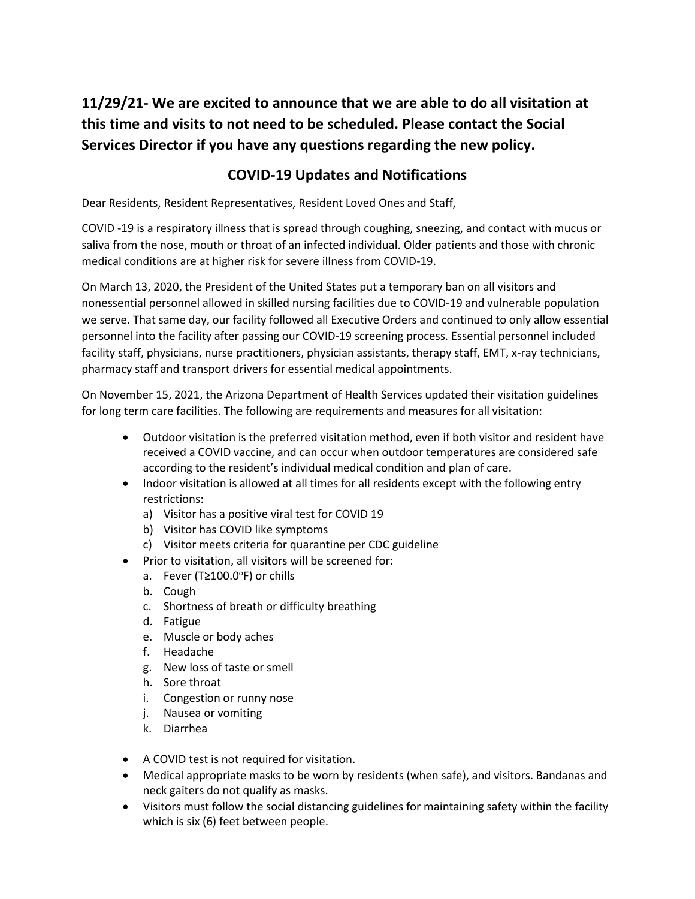**11/29/21- We are excited to announce that we are able to do all visitation at this time and visits to not need to be scheduled. Please contact the Social Services Director if you have any questions regarding the new policy.**

## COVID-19 Updates and Notifications

Dear Residents, Resident Representatives, Resident Loved Ones and Staff,

COVID -19 is a respiratory illness that is spread through coughing, sneezing, and contact with mucus or saliva from the nose, mouth or throat of an infected individual. Older patients and those with chronic medical conditions are at higher risk for severe illness from COVID-19.

On March 13, 2020, the President of the United States put a temporary ban on all visitors and nonessential personnel allowed in skilled nursing facilities due to COVID-19 and vulnerable population we serve. That same day, our facility followed all Executive Orders and continued to only allow essential personnel into the facility after passing our COVID-19 screening process. Essential personnel included facility staff, physicians, nurse practitioners, physician assistants, therapy staff, EMT, x-ray technicians, pharmacy staff and transport drivers for essential medical appointments.

On November 15, 2021, the Arizona Department of Health Services updated their visitation guidelines for long term care facilities. The following are requirements and measures for all visitation:

- Outdoor visitation is the preferred visitation method, even if both visitor and resident have received a COVID vaccine, and can occur when outdoor temperatures are considered safe according to the resident's individual medical condition and plan of care.
- Indoor visitation is allowed at all times for all residents except with the following entry restrictions:
  a) Visitor has a positive viral test for COVID 19
  b) Visitor has COVID like symptoms
  c) Visitor meets criteria for quarantine per CDC guideline
- Prior to visitation, all visitors will be screened for:
  a. Fever (T≥100.0°F) or chills
  b. Cough
  c. Shortness of breath or difficulty breathing
  d. Fatigue
  e. Muscle or body aches
  f. Headache
  g. New loss of taste or smell
  h. Sore throat
  i. Congestion or runny nose
  j. Nausea or vomiting
  k. Diarrhea

- A COVID test is not required for visitation.
- Medical appropriate masks to be worn by residents (when safe), and visitors. Bandanas and neck gaiters do not qualify as masks.
- Visitors must follow the social distancing guidelines for maintaining safety within the facility which is six (6) feet between people.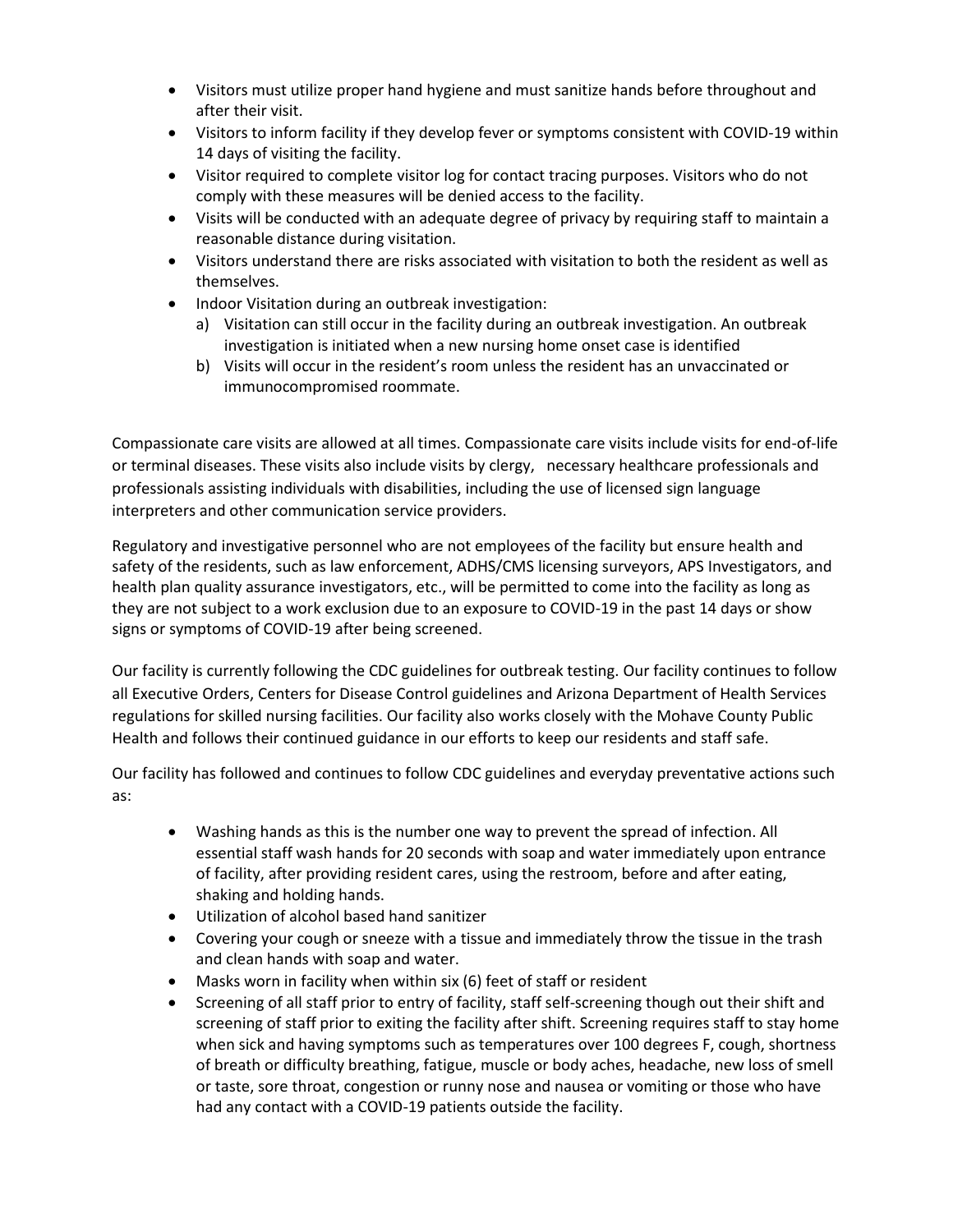- Visitors must utilize proper hand hygiene and must sanitize hands before throughout and after their visit.
- Visitors to inform facility if they develop fever or symptoms consistent with COVID-19 within 14 days of visiting the facility.
- Visitor required to complete visitor log for contact tracing purposes. Visitors who do not comply with these measures will be denied access to the facility.
- Visits will be conducted with an adequate degree of privacy by requiring staff to maintain a reasonable distance during visitation.
- Visitors understand there are risks associated with visitation to both the resident as well as themselves.
- Indoor Visitation during an outbreak investigation:
  a) Visitation can still occur in the facility during an outbreak investigation. An outbreak investigation is initiated when a new nursing home onset case is identified
  b) Visits will occur in the resident's room unless the resident has an unvaccinated or immunocompromised roommate.

Compassionate care visits are allowed at all times. Compassionate care visits include visits for end-of-life or terminal diseases. These visits also include visits by clergy, necessary healthcare professionals and professionals assisting individuals with disabilities, including the use of licensed sign language interpreters and other communication service providers.

Regulatory and investigative personnel who are not employees of the facility but ensure health and safety of the residents, such as law enforcement, ADHS/CMS licensing surveyors, APS Investigators, and health plan quality assurance investigators, etc., will be permitted to come into the facility as long as they are not subject to a work exclusion due to an exposure to COVID-19 in the past 14 days or show signs or symptoms of COVID-19 after being screened.

Our facility is currently following the CDC guidelines for outbreak testing. Our facility continues to follow all Executive Orders, Centers for Disease Control guidelines and Arizona Department of Health Services regulations for skilled nursing facilities. Our facility also works closely with the Mohave County Public Health and follows their continued guidance in our efforts to keep our residents and staff safe.

Our facility has followed and continues to follow CDC guidelines and everyday preventative actions such as:

- Washing hands as this is the number one way to prevent the spread of infection. All essential staff wash hands for 20 seconds with soap and water immediately upon entrance of facility, after providing resident cares, using the restroom, before and after eating, shaking and holding hands.
- Utilization of alcohol based hand sanitizer
- Covering your cough or sneeze with a tissue and immediately throw the tissue in the trash and clean hands with soap and water.
- Masks worn in facility when within six (6) feet of staff or resident
- Screening of all staff prior to entry of facility, staff self-screening though out their shift and screening of staff prior to exiting the facility after shift. Screening requires staff to stay home when sick and having symptoms such as temperatures over 100 degrees F, cough, shortness of breath or difficulty breathing, fatigue, muscle or body aches, headache, new loss of smell or taste, sore throat, congestion or runny nose and nausea or vomiting or those who have had any contact with a COVID-19 patients outside the facility.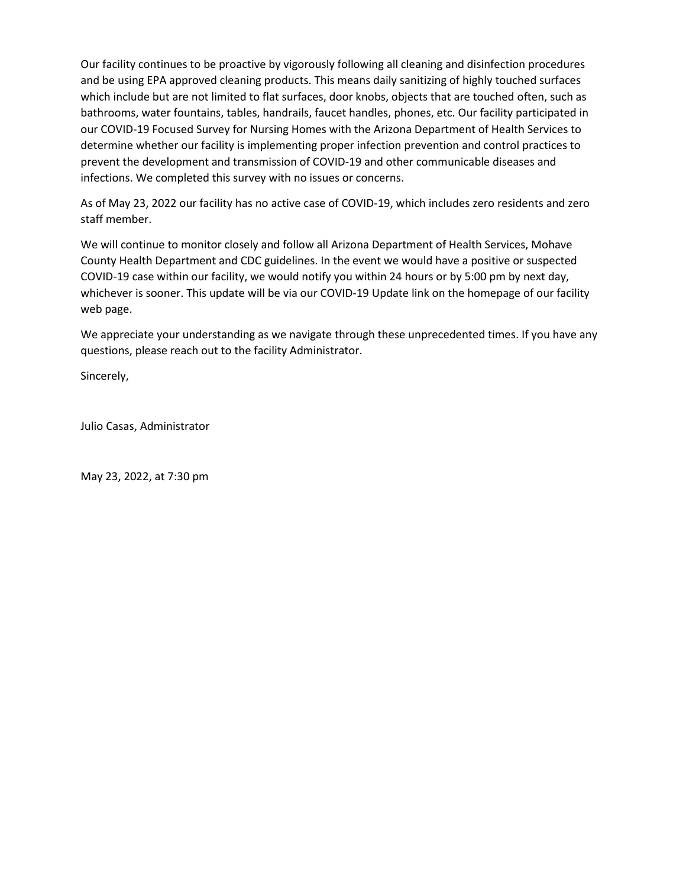Our facility continues to be proactive by vigorously following all cleaning and disinfection procedures and be using EPA approved cleaning products. This means daily sanitizing of highly touched surfaces which include but are not limited to flat surfaces, door knobs, objects that are touched often, such as bathrooms, water fountains, tables, handrails, faucet handles, phones, etc. Our facility participated in our COVID-19 Focused Survey for Nursing Homes with the Arizona Department of Health Services to determine whether our facility is implementing proper infection prevention and control practices to prevent the development and transmission of COVID-19 and other communicable diseases and infections. We completed this survey with no issues or concerns.

As of May 23, 2022 our facility has no active case of COVID-19, which includes zero residents and zero staff member.

We will continue to monitor closely and follow all Arizona Department of Health Services, Mohave County Health Department and CDC guidelines. In the event we would have a positive or suspected COVID-19 case within our facility, we would notify you within 24 hours or by 5:00 pm by next day, whichever is sooner. This update will be via our COVID-19 Update link on the homepage of our facility web page.

We appreciate your understanding as we navigate through these unprecedented times. If you have any questions, please reach out to the facility Administrator.

Sincerely,

Julio Casas, Administrator

May 23, 2022, at 7:30 pm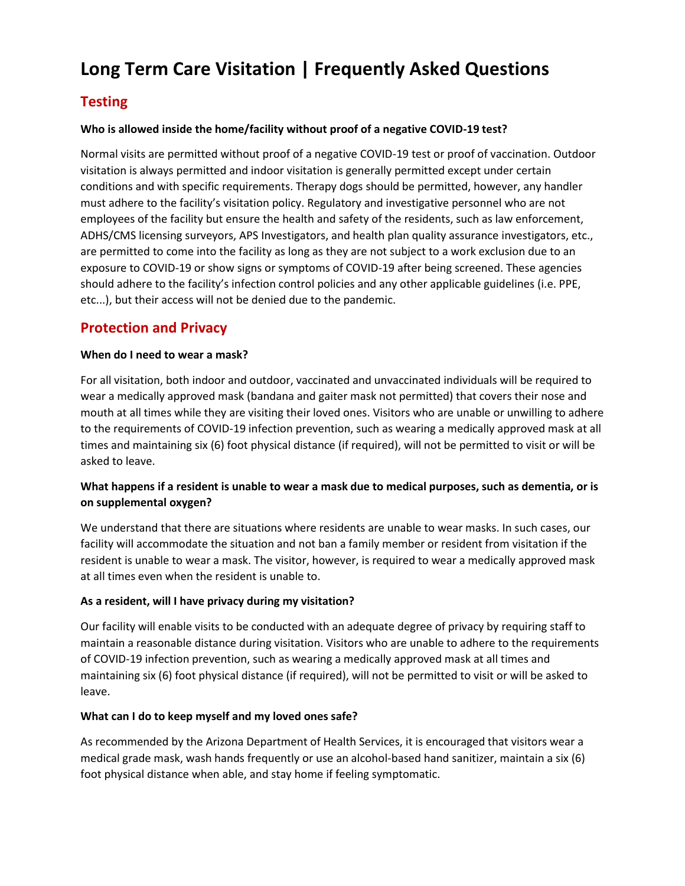# Long Term Care Visitation | Frequently Asked Questions

## Testing

**Who is allowed inside the home/facility without proof of a negative COVID-19 test?**

Normal visits are permitted without proof of a negative COVID-19 test or proof of vaccination. Outdoor visitation is always permitted and indoor visitation is generally permitted except under certain conditions and with specific requirements. Therapy dogs should be permitted, however, any handler must adhere to the facility's visitation policy. Regulatory and investigative personnel who are not employees of the facility but ensure the health and safety of the residents, such as law enforcement, ADHS/CMS licensing surveyors, APS Investigators, and health plan quality assurance investigators, etc., are permitted to come into the facility as long as they are not subject to a work exclusion due to an exposure to COVID-19 or show signs or symptoms of COVID-19 after being screened. These agencies should adhere to the facility's infection control policies and any other applicable guidelines (i.e. PPE, etc...), but their access will not be denied due to the pandemic.

## Protection and Privacy

**When do I need to wear a mask?**

For all visitation, both indoor and outdoor, vaccinated and unvaccinated individuals will be required to wear a medically approved mask (bandana and gaiter mask not permitted) that covers their nose and mouth at all times while they are visiting their loved ones. Visitors who are unable or unwilling to adhere to the requirements of COVID-19 infection prevention, such as wearing a medically approved mask at all times and maintaining six (6) foot physical distance (if required), will not be permitted to visit or will be asked to leave.

**What happens if a resident is unable to wear a mask due to medical purposes, such as dementia, or is on supplemental oxygen?**

We understand that there are situations where residents are unable to wear masks. In such cases, our facility will accommodate the situation and not ban a family member or resident from visitation if the resident is unable to wear a mask. The visitor, however, is required to wear a medically approved mask at all times even when the resident is unable to.

**As a resident, will I have privacy during my visitation?**

Our facility will enable visits to be conducted with an adequate degree of privacy by requiring staff to maintain a reasonable distance during visitation. Visitors who are unable to adhere to the requirements of COVID-19 infection prevention, such as wearing a medically approved mask at all times and maintaining six (6) foot physical distance (if required), will not be permitted to visit or will be asked to leave.

**What can I do to keep myself and my loved ones safe?**

As recommended by the Arizona Department of Health Services, it is encouraged that visitors wear a medical grade mask, wash hands frequently or use an alcohol-based hand sanitizer, maintain a six (6) foot physical distance when able, and stay home if feeling symptomatic.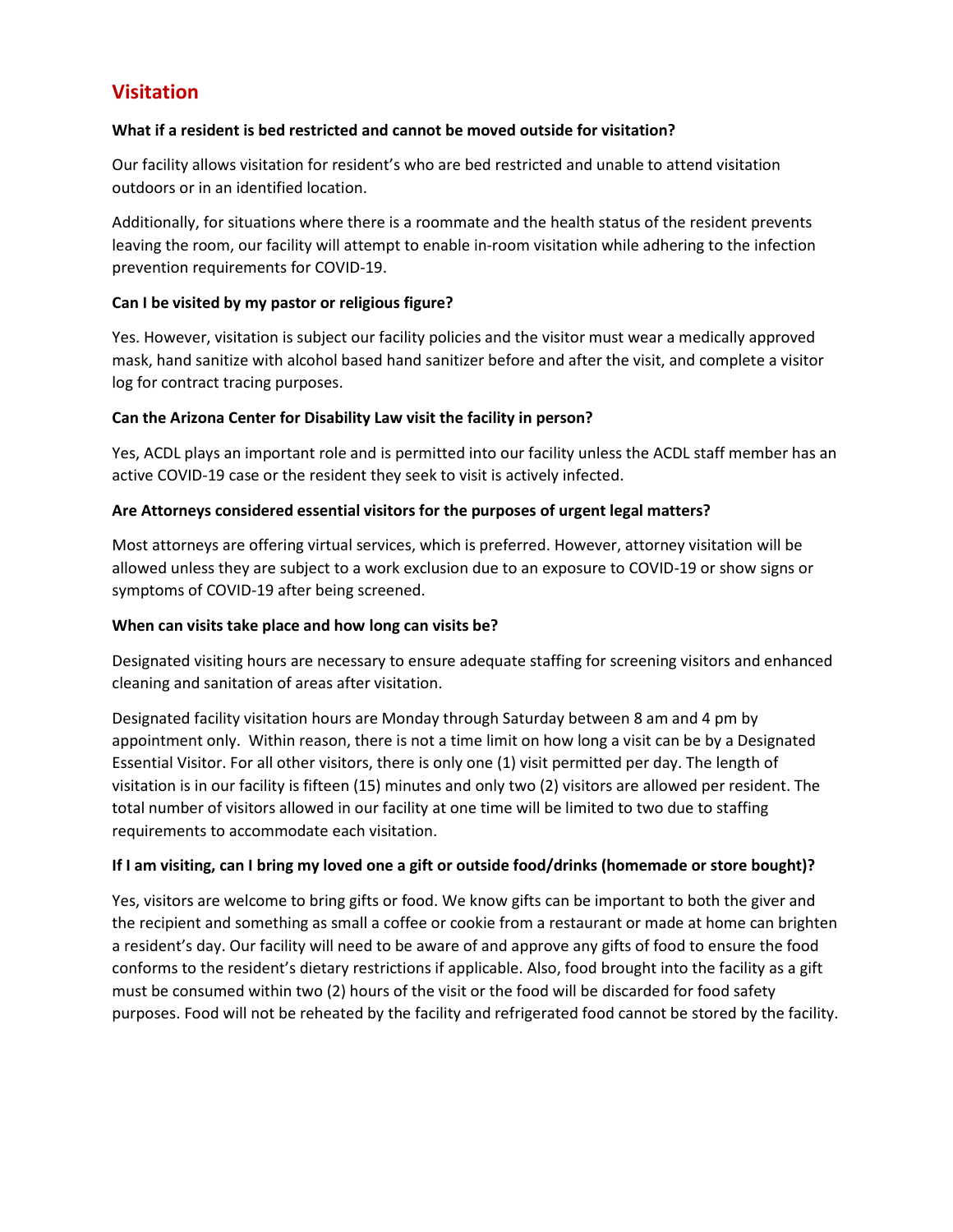## Visitation

**What if a resident is bed restricted and cannot be moved outside for visitation?**

Our facility allows visitation for resident's who are bed restricted and unable to attend visitation outdoors or in an identified location.

Additionally, for situations where there is a roommate and the health status of the resident prevents leaving the room, our facility will attempt to enable in-room visitation while adhering to the infection prevention requirements for COVID-19.

**Can I be visited by my pastor or religious figure?**

Yes. However, visitation is subject our facility policies and the visitor must wear a medically approved mask, hand sanitize with alcohol based hand sanitizer before and after the visit, and complete a visitor log for contract tracing purposes.

**Can the Arizona Center for Disability Law visit the facility in person?**

Yes, ACDL plays an important role and is permitted into our facility unless the ACDL staff member has an active COVID-19 case or the resident they seek to visit is actively infected.

**Are Attorneys considered essential visitors for the purposes of urgent legal matters?**

Most attorneys are offering virtual services, which is preferred. However, attorney visitation will be allowed unless they are subject to a work exclusion due to an exposure to COVID-19 or show signs or symptoms of COVID-19 after being screened.

**When can visits take place and how long can visits be?**

Designated visiting hours are necessary to ensure adequate staffing for screening visitors and enhanced cleaning and sanitation of areas after visitation.

Designated facility visitation hours are Monday through Saturday between 8 am and 4 pm by appointment only. Within reason, there is not a time limit on how long a visit can be by a Designated Essential Visitor. For all other visitors, there is only one (1) visit permitted per day. The length of visitation is in our facility is fifteen (15) minutes and only two (2) visitors are allowed per resident. The total number of visitors allowed in our facility at one time will be limited to two due to staffing requirements to accommodate each visitation.

**If I am visiting, can I bring my loved one a gift or outside food/drinks (homemade or store bought)?**

Yes, visitors are welcome to bring gifts or food. We know gifts can be important to both the giver and the recipient and something as small a coffee or cookie from a restaurant or made at home can brighten a resident's day. Our facility will need to be aware of and approve any gifts of food to ensure the food conforms to the resident's dietary restrictions if applicable. Also, food brought into the facility as a gift must be consumed within two (2) hours of the visit or the food will be discarded for food safety purposes. Food will not be reheated by the facility and refrigerated food cannot be stored by the facility.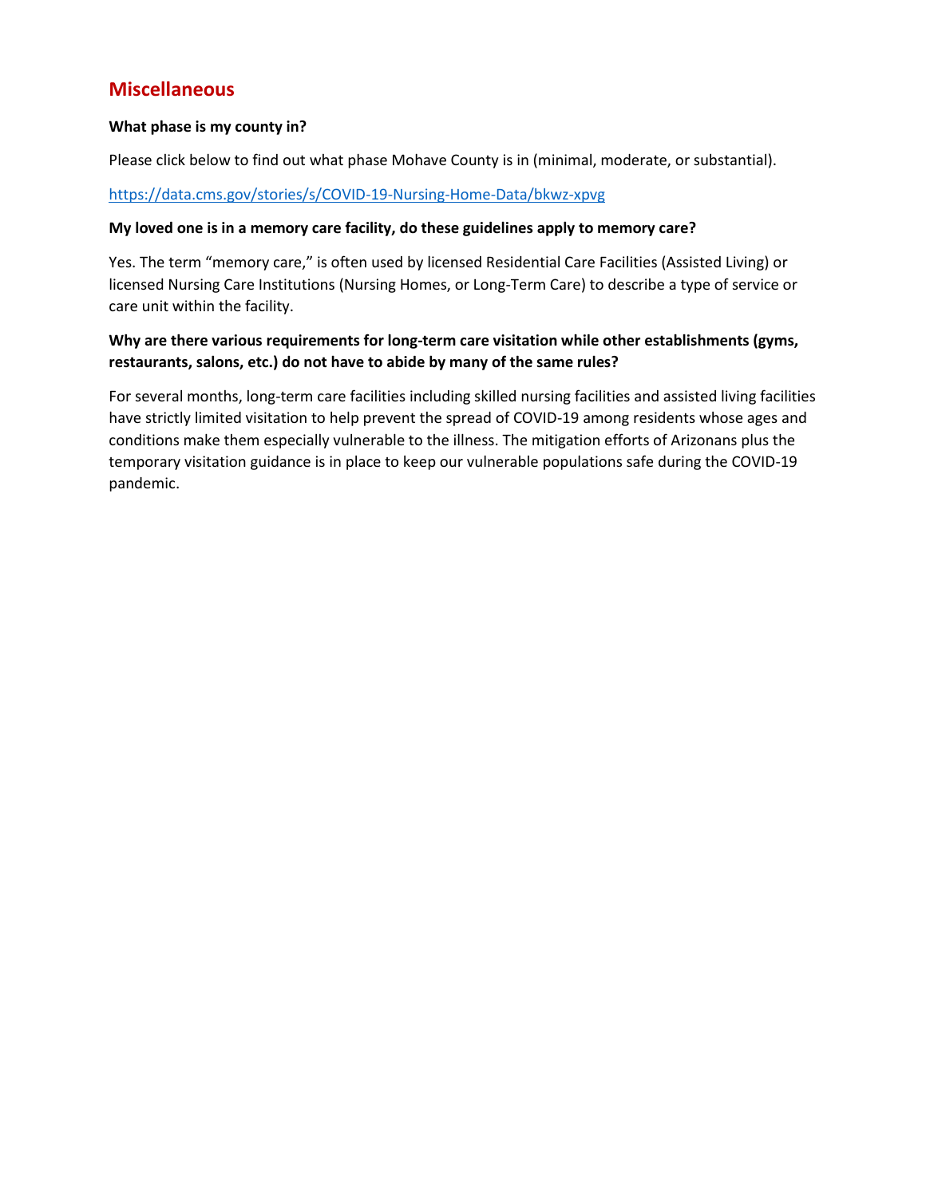## Miscellaneous

**What phase is my county in?**

Please click below to find out what phase Mohave County is in (minimal, moderate, or substantial).

https://data.cms.gov/stories/s/COVID-19-Nursing-Home-Data/bkwz-xpvg

**My loved one is in a memory care facility, do these guidelines apply to memory care?**

Yes. The term "memory care," is often used by licensed Residential Care Facilities (Assisted Living) or licensed Nursing Care Institutions (Nursing Homes, or Long-Term Care) to describe a type of service or care unit within the facility.

**Why are there various requirements for long-term care visitation while other establishments (gyms, restaurants, salons, etc.) do not have to abide by many of the same rules?**

For several months, long-term care facilities including skilled nursing facilities and assisted living facilities have strictly limited visitation to help prevent the spread of COVID-19 among residents whose ages and conditions make them especially vulnerable to the illness. The mitigation efforts of Arizonans plus the temporary visitation guidance is in place to keep our vulnerable populations safe during the COVID-19 pandemic.